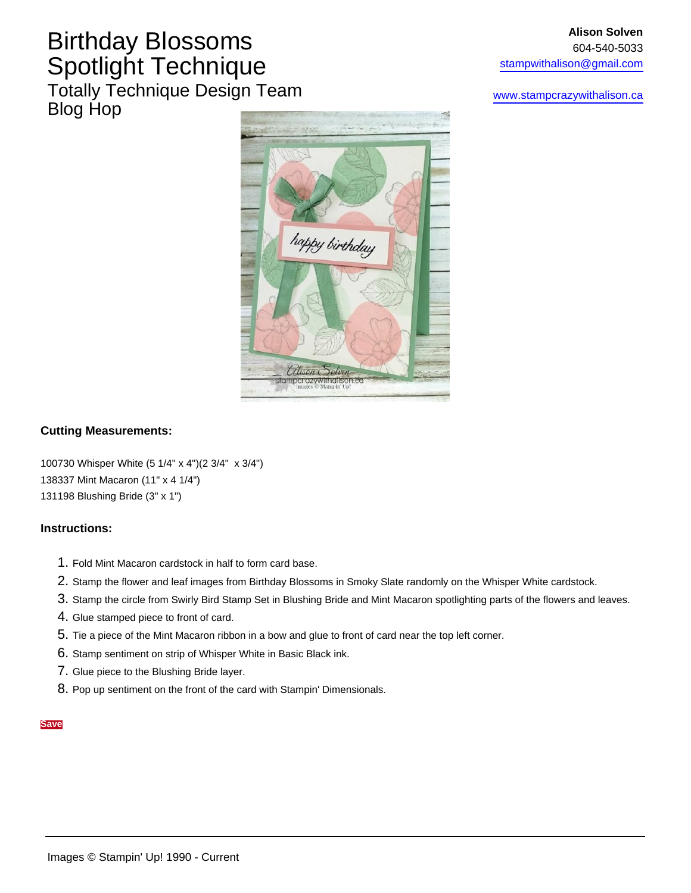# Birthday Blossoms Spotlight Technique

## Totally Technique Design Team Blog Hop

**Alison Solven**
604-540-5033
stampwithalison@gmail.com

www.stampcrazywithalison.ca

### Cutting Measurements:

100730 Whisper White (5 1/4" x 4")(2 3/4"  x 3/4")
138337 Mint Macaron (11" x 4 1/4")
131198 Blushing Bride (3" x 1")

### Instructions:

1. Fold Mint Macaron cardstock in half to form card base.
2. Stamp the flower and leaf images from Birthday Blossoms in Smoky Slate randomly on the Whisper White cardstock.
3. Stamp the circle from Swirly Bird Stamp Set in Blushing Bride and Mint Macaron spotlighting parts of the flowers and leaves.
4. Glue stamped piece to front of card.
5. Tie a piece of the Mint Macaron ribbon in a bow and glue to front of card near the top left corner.
6. Stamp sentiment on strip of Whisper White in Basic Black ink.
7. Glue piece to the Blushing Bride layer.
8. Pop up sentiment on the front of the card with Stampin' Dimensionals.

Save

Images © Stampin' Up! 1990 - Current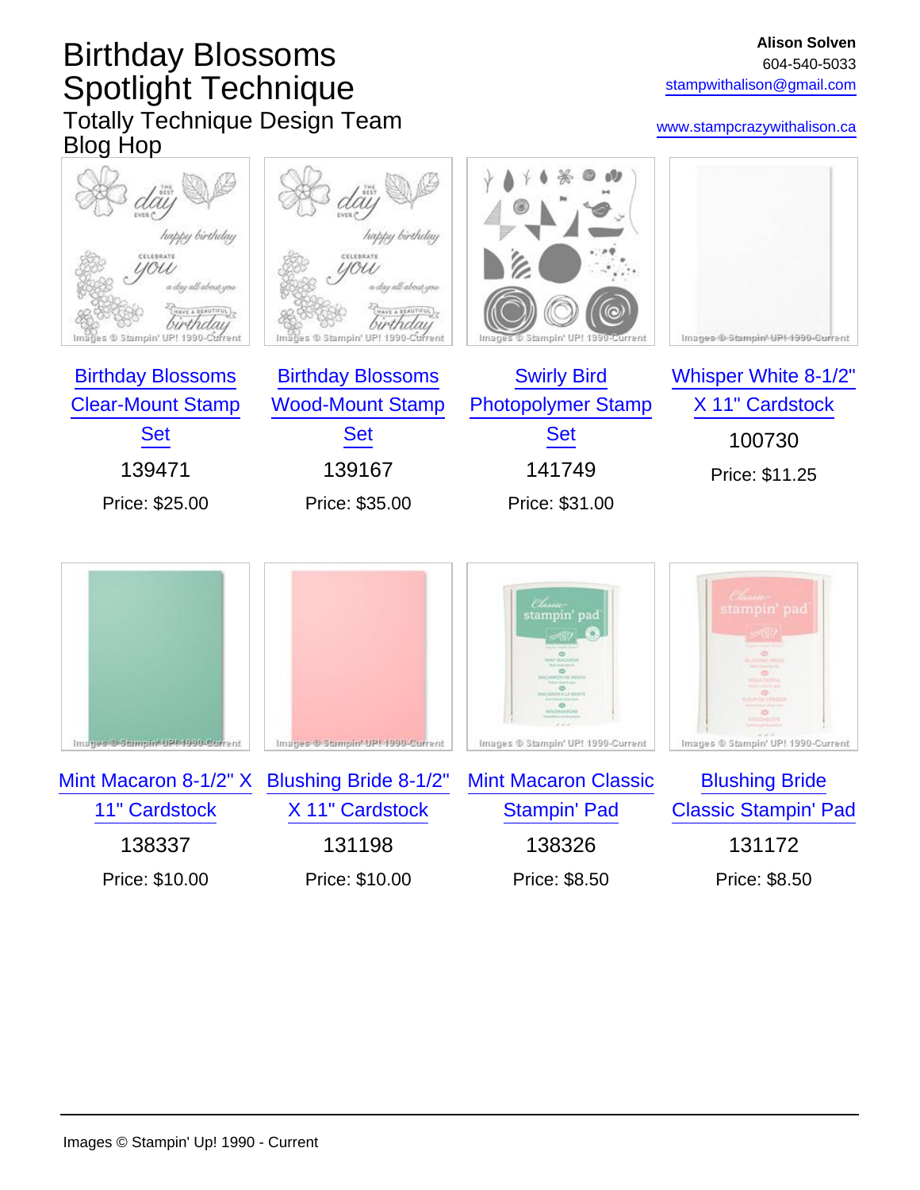# Birthday Blossoms Spotlight Technique

## Totally Technique Design Team Blog Hop

**Alison Solven**
604-540-5033
stampwithalison@gmail.com

www.stampcrazywithalison.ca

| Product | Item # | Price |
| --- | --- | --- |
| Birthday Blossoms Clear-Mount Stamp Set | 139471 | Price: $25.00 |
| Birthday Blossoms Wood-Mount Stamp Set | 139167 | Price: $35.00 |
| Swirly Bird Photopolymer Stamp Set | 141749 | Price: $31.00 |
| Whisper White 8-1/2" X 11" Cardstock | 100730 | Price: $11.25 |
| Mint Macaron 8-1/2" X 11" Cardstock | 138337 | Price: $10.00 |
| Blushing Bride 8-1/2" X 11" Cardstock | 131198 | Price: $10.00 |
| Mint Macaron Classic Stampin' Pad | 138326 | Price: $8.50 |
| Blushing Bride Classic Stampin' Pad | 131172 | Price: $8.50 |

Images © Stampin' Up! 1990 - Current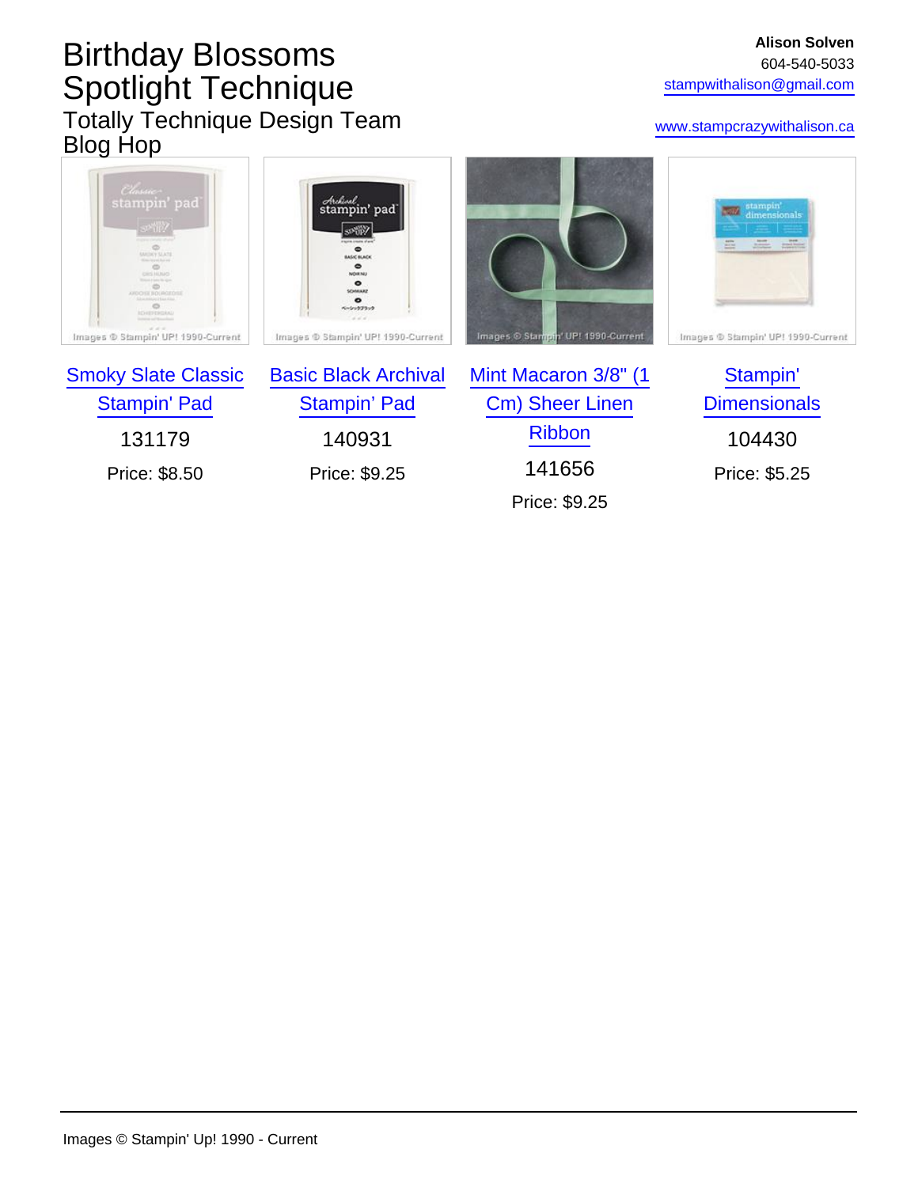# Birthday Blossoms Spotlight Technique

## Totally Technique Design Team Blog Hop

**Alison Solven**
604-540-5033
stampwithalison@gmail.com

www.stampcrazywithalison.ca

| | | | |
|---|---|---|---|
| Smoky Slate Classic Stampin' Pad | Basic Black Archival Stampin' Pad | Mint Macaron 3/8" (1 Cm) Sheer Linen Ribbon | Stampin' Dimensionals |
| 131179 | 140931 | 141656 | 104430 |
| Price: $8.50 | Price: $9.25 | Price: $9.25 | Price: $5.25 |

Images © Stampin' Up! 1990 - Current